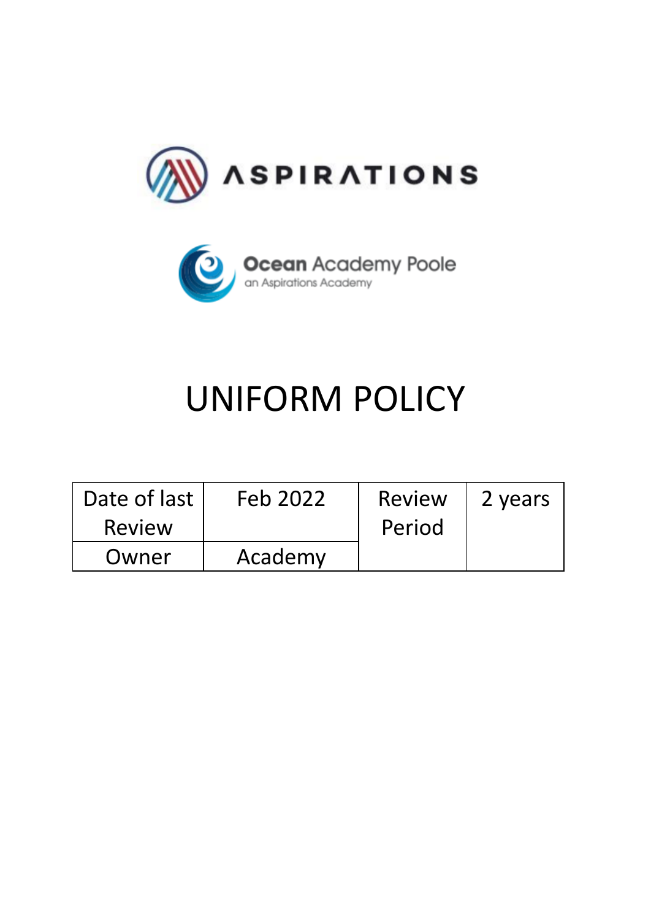ASPIRATIONS

Ocean Academy Poole
an Aspirations Academy

# UNIFORM POLICY

| Date of last Review | Feb 2022 | Review Period | 2 years |
|---|---|---|---|
| Owner | Academy | | |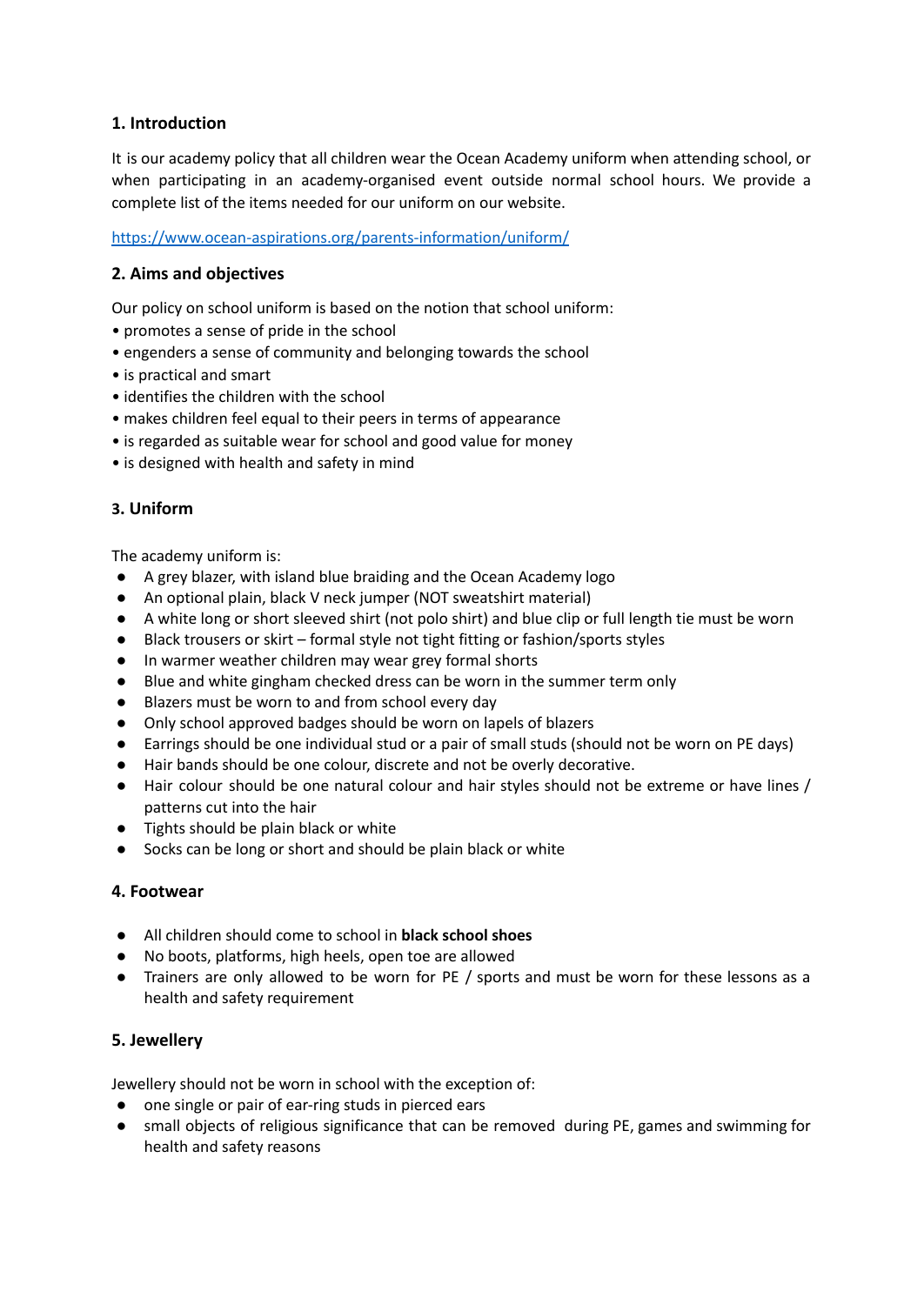## 1. Introduction

It is our academy policy that all children wear the Ocean Academy uniform when attending school, or when participating in an academy-organised event outside normal school hours. We provide a complete list of the items needed for our uniform on our website.

[https://www.ocean-aspirations.org/parents-information/uniform/](https://www.ocean-aspirations.org/parents-information/uniform/)

## 2. Aims and objectives

Our policy on school uniform is based on the notion that school uniform:

- promotes a sense of pride in the school
- engenders a sense of community and belonging towards the school
- is practical and smart
- identifies the children with the school
- makes children feel equal to their peers in terms of appearance
- is regarded as suitable wear for school and good value for money
- is designed with health and safety in mind

## 3. Uniform

The academy uniform is:

- A grey blazer, with island blue braiding and the Ocean Academy logo
- An optional plain, black V neck jumper (NOT sweatshirt material)
- A white long or short sleeved shirt (not polo shirt) and blue clip or full length tie must be worn
- Black trousers or skirt – formal style not tight fitting or fashion/sports styles
- In warmer weather children may wear grey formal shorts
- Blue and white gingham checked dress can be worn in the summer term only
- Blazers must be worn to and from school every day
- Only school approved badges should be worn on lapels of blazers
- Earrings should be one individual stud or a pair of small studs (should not be worn on PE days)
- Hair bands should be one colour, discrete and not be overly decorative.
- Hair colour should be one natural colour and hair styles should not be extreme or have lines / patterns cut into the hair
- Tights should be plain black or white
- Socks can be long or short and should be plain black or white

## 4. Footwear

- All children should come to school in **black school shoes**
- No boots, platforms, high heels, open toe are allowed
- Trainers are only allowed to be worn for PE / sports and must be worn for these lessons as a health and safety requirement

## 5. Jewellery

Jewellery should not be worn in school with the exception of:

- one single or pair of ear-ring studs in pierced ears
- small objects of religious significance that can be removed during PE, games and swimming for health and safety reasons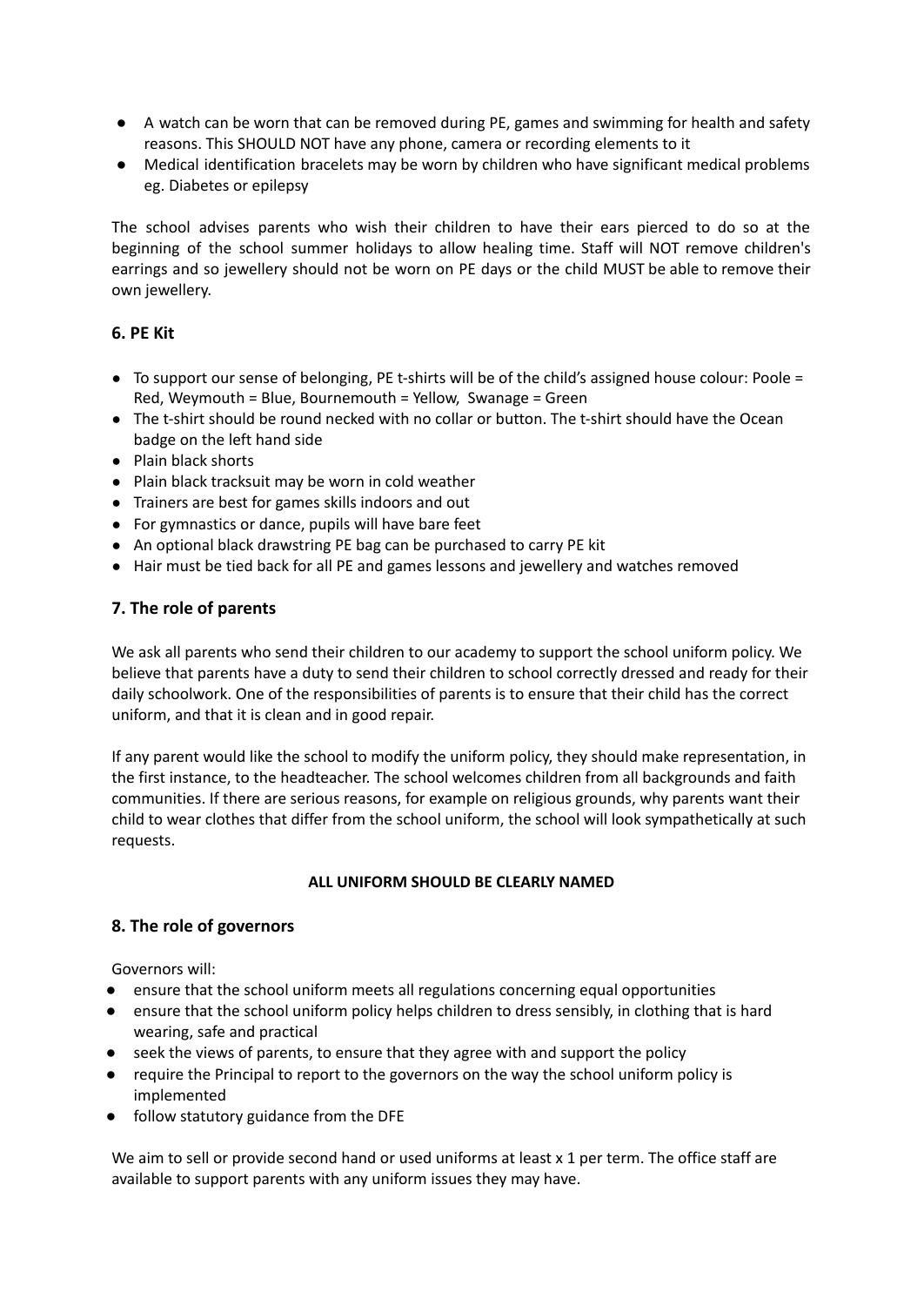- A watch can be worn that can be removed during PE, games and swimming for health and safety reasons. This SHOULD NOT have any phone, camera or recording elements to it
- Medical identification bracelets may be worn by children who have significant medical problems eg. Diabetes or epilepsy

The school advises parents who wish their children to have their ears pierced to do so at the beginning of the school summer holidays to allow healing time. Staff will NOT remove children's earrings and so jewellery should not be worn on PE days or the child MUST be able to remove their own jewellery.

## 6. PE Kit

- To support our sense of belonging, PE t-shirts will be of the child's assigned house colour: Poole = Red, Weymouth = Blue, Bournemouth = Yellow, Swanage = Green
- The t-shirt should be round necked with no collar or button. The t-shirt should have the Ocean badge on the left hand side
- Plain black shorts
- Plain black tracksuit may be worn in cold weather
- Trainers are best for games skills indoors and out
- For gymnastics or dance, pupils will have bare feet
- An optional black drawstring PE bag can be purchased to carry PE kit
- Hair must be tied back for all PE and games lessons and jewellery and watches removed

## 7. The role of parents

We ask all parents who send their children to our academy to support the school uniform policy. We believe that parents have a duty to send their children to school correctly dressed and ready for their daily schoolwork. One of the responsibilities of parents is to ensure that their child has the correct uniform, and that it is clean and in good repair.

If any parent would like the school to modify the uniform policy, they should make representation, in the first instance, to the headteacher. The school welcomes children from all backgrounds and faith communities. If there are serious reasons, for example on religious grounds, why parents want their child to wear clothes that differ from the school uniform, the school will look sympathetically at such requests.

**ALL UNIFORM SHOULD BE CLEARLY NAMED**

## 8. The role of governors

Governors will:

- ensure that the school uniform meets all regulations concerning equal opportunities
- ensure that the school uniform policy helps children to dress sensibly, in clothing that is hard wearing, safe and practical
- seek the views of parents, to ensure that they agree with and support the policy
- require the Principal to report to the governors on the way the school uniform policy is implemented
- follow statutory guidance from the DFE

We aim to sell or provide second hand or used uniforms at least x 1 per term. The office staff are available to support parents with any uniform issues they may have.